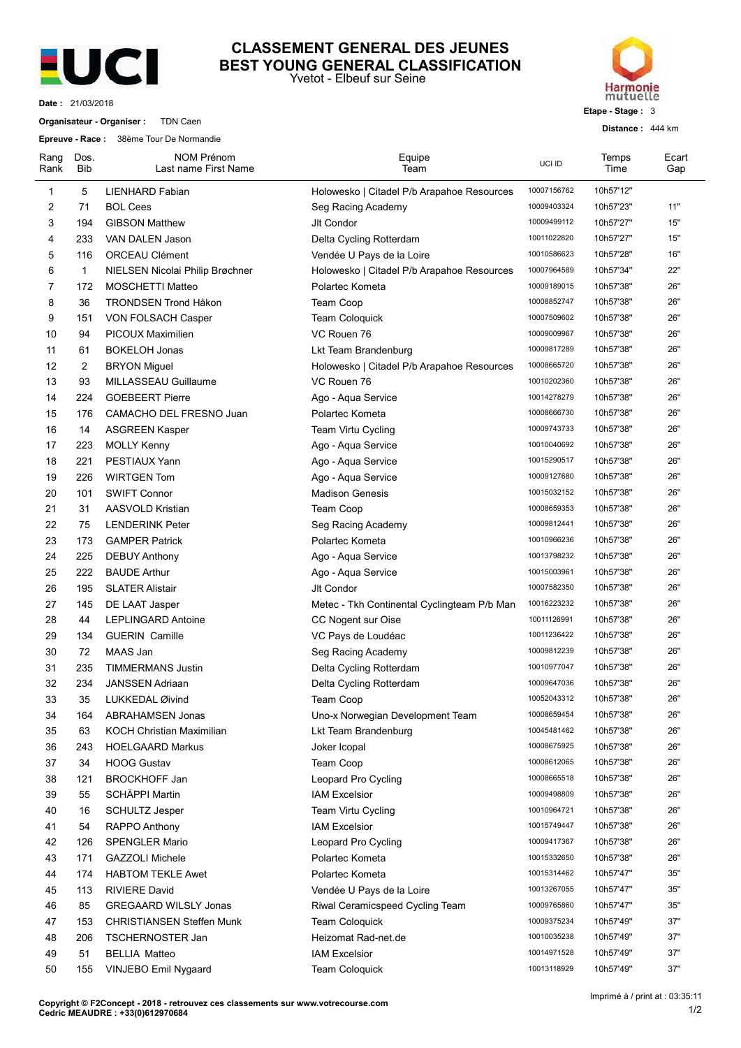# CLASSEMENT GENERAL DES JEUNES
# BEST YOUNG GENERAL CLASSIFICATION

Yvetot - Elbeuf sur Seine

**Date :** 21/03/2018

**Organisateur - Organiser :** TDN Caen

**Epreuve - Race :** 38ème Tour De Normandie

**Etape - Stage :** 3

**Distance :** 444 km

| Rang Rank | Dos. Bib | NOM Prénom Last name First Name | Equipe Team | UCI ID | Temps Time | Ecart Gap |
|---|---|---|---|---|---|---|
| 1 | 5 | LIENHARD Fabian | Holowesko \| Citadel P/b Arapahoe Resources | 10007156762 | 10h57'12" | |
| 2 | 71 | BOL Cees | Seg Racing Academy | 10009403324 | 10h57'23" | 11" |
| 3 | 194 | GIBSON Matthew | Jlt Condor | 10009499112 | 10h57'27" | 15" |
| 4 | 233 | VAN DALEN Jason | Delta Cycling Rotterdam | 10011022820 | 10h57'27" | 15" |
| 5 | 116 | ORCEAU Clément | Vendée U Pays de la Loire | 10010586623 | 10h57'28" | 16" |
| 6 | 1 | NIELSEN Nicolai Philip Brøchner | Holowesko \| Citadel P/b Arapahoe Resources | 10007964589 | 10h57'34" | 22" |
| 7 | 172 | MOSCHETTI Matteo | Polartec Kometa | 10009189015 | 10h57'38" | 26" |
| 8 | 36 | TRONDSEN Trond Håkon | Team Coop | 10008852747 | 10h57'38" | 26" |
| 9 | 151 | VON FOLSACH Casper | Team Coloquick | 10007509602 | 10h57'38" | 26" |
| 10 | 94 | PICOUX Maximilien | VC Rouen 76 | 10009009967 | 10h57'38" | 26" |
| 11 | 61 | BOKELOH Jonas | Lkt Team Brandenburg | 10009817289 | 10h57'38" | 26" |
| 12 | 2 | BRYON Miguel | Holowesko \| Citadel P/b Arapahoe Resources | 10008665720 | 10h57'38" | 26" |
| 13 | 93 | MILLASSEAU Guillaume | VC Rouen 76 | 10010202360 | 10h57'38" | 26" |
| 14 | 224 | GOEBEERT Pierre | Ago - Aqua Service | 10014278279 | 10h57'38" | 26" |
| 15 | 176 | CAMACHO DEL FRESNO Juan | Polartec Kometa | 10008666730 | 10h57'38" | 26" |
| 16 | 14 | ASGREEN Kasper | Team Virtu Cycling | 10009743733 | 10h57'38" | 26" |
| 17 | 223 | MOLLY Kenny | Ago - Aqua Service | 10010040692 | 10h57'38" | 26" |
| 18 | 221 | PESTIAUX Yann | Ago - Aqua Service | 10015290517 | 10h57'38" | 26" |
| 19 | 226 | WIRTGEN Tom | Ago - Aqua Service | 10009127680 | 10h57'38" | 26" |
| 20 | 101 | SWIFT Connor | Madison Genesis | 10015032152 | 10h57'38" | 26" |
| 21 | 31 | AASVOLD Kristian | Team Coop | 10008659353 | 10h57'38" | 26" |
| 22 | 75 | LENDERINK Peter | Seg Racing Academy | 10009812441 | 10h57'38" | 26" |
| 23 | 173 | GAMPER Patrick | Polartec Kometa | 10010966236 | 10h57'38" | 26" |
| 24 | 225 | DEBUY Anthony | Ago - Aqua Service | 10013798232 | 10h57'38" | 26" |
| 25 | 222 | BAUDE Arthur | Ago - Aqua Service | 10015003961 | 10h57'38" | 26" |
| 26 | 195 | SLATER Alistair | Jlt Condor | 10007582350 | 10h57'38" | 26" |
| 27 | 145 | DE LAAT Jasper | Metec - Tkh Continental Cyclingteam P/b Man | 10016223232 | 10h57'38" | 26" |
| 28 | 44 | LEPLINGARD Antoine | CC Nogent sur Oise | 10011126991 | 10h57'38" | 26" |
| 29 | 134 | GUERIN Camille | VC Pays de Loudéac | 10011236422 | 10h57'38" | 26" |
| 30 | 72 | MAAS Jan | Seg Racing Academy | 10009812239 | 10h57'38" | 26" |
| 31 | 235 | TIMMERMANS Justin | Delta Cycling Rotterdam | 10010977047 | 10h57'38" | 26" |
| 32 | 234 | JANSSEN Adriaan | Delta Cycling Rotterdam | 10009647036 | 10h57'38" | 26" |
| 33 | 35 | LUKKEDAL Øivind | Team Coop | 10052043312 | 10h57'38" | 26" |
| 34 | 164 | ABRAHAMSEN Jonas | Uno-x Norwegian Development Team | 10008659454 | 10h57'38" | 26" |
| 35 | 63 | KOCH Christian Maximilian | Lkt Team Brandenburg | 10045481462 | 10h57'38" | 26" |
| 36 | 243 | HOELGAARD Markus | Joker Icopal | 10008675925 | 10h57'38" | 26" |
| 37 | 34 | HOOG Gustav | Team Coop | 10008612065 | 10h57'38" | 26" |
| 38 | 121 | BROCKHOFF Jan | Leopard Pro Cycling | 10008665518 | 10h57'38" | 26" |
| 39 | 55 | SCHÄPPI Martin | IAM Excelsior | 10009498809 | 10h57'38" | 26" |
| 40 | 16 | SCHULTZ Jesper | Team Virtu Cycling | 10010964721 | 10h57'38" | 26" |
| 41 | 54 | RAPPO Anthony | IAM Excelsior | 10015749447 | 10h57'38" | 26" |
| 42 | 126 | SPENGLER Mario | Leopard Pro Cycling | 10009417367 | 10h57'38" | 26" |
| 43 | 171 | GAZZOLI Michele | Polartec Kometa | 10015332650 | 10h57'38" | 26" |
| 44 | 174 | HABTOM TEKLE Awet | Polartec Kometa | 10015314462 | 10h57'47" | 35" |
| 45 | 113 | RIVIERE David | Vendée U Pays de la Loire | 10013267055 | 10h57'47" | 35" |
| 46 | 85 | GREGAARD WILSLY Jonas | Riwal Ceramicspeed Cycling Team | 10009765860 | 10h57'47" | 35" |
| 47 | 153 | CHRISTIANSEN Steffen Munk | Team Coloquick | 10009375234 | 10h57'49" | 37" |
| 48 | 206 | TSCHERNOSTER Jan | Heizomat Rad-net.de | 10010035238 | 10h57'49" | 37" |
| 49 | 51 | BELLIA Matteo | IAM Excelsior | 10014971528 | 10h57'49" | 37" |
| 50 | 155 | VINJEBO Emil Nygaard | Team Coloquick | 10013118929 | 10h57'49" | 37" |

**Copyright © F2Concept - 2018 - retrouvez ces classements sur www.votrecourse.com**
**Cedric MEAUDRE : +33(0)612970684**

Imprimé à / print at : 03:35:11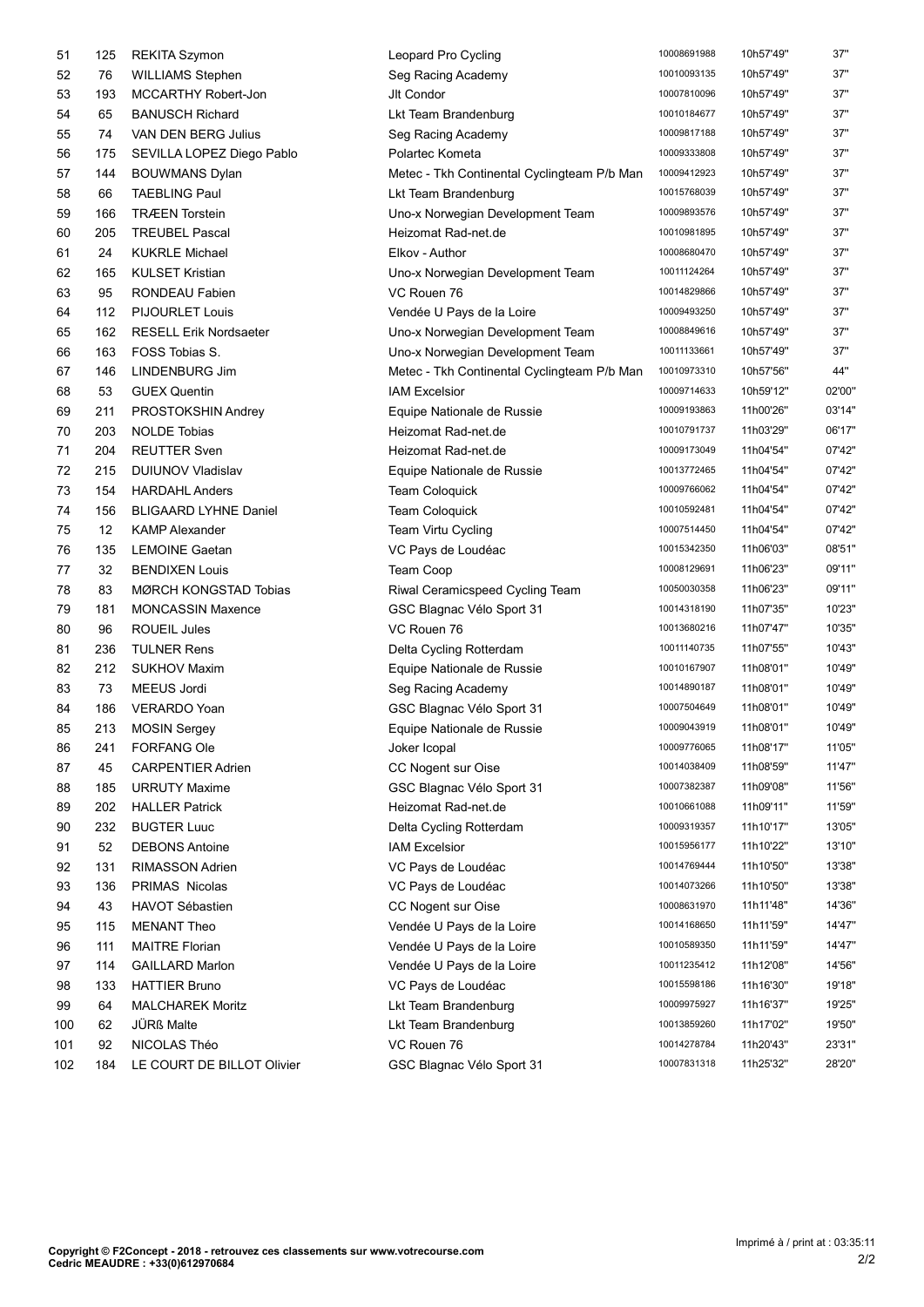| | | | | | | |
|---|---|---|---|---|---|---|
| 51 | 125 | REKITA Szymon | Leopard Pro Cycling | 10008691988 | 10h57'49'' | 37'' |
| 52 | 76 | WILLIAMS Stephen | Seg Racing Academy | 10010093135 | 10h57'49'' | 37'' |
| 53 | 193 | MCCARTHY Robert-Jon | Jlt Condor | 10007810096 | 10h57'49'' | 37'' |
| 54 | 65 | BANUSCH Richard | Lkt Team Brandenburg | 10010184677 | 10h57'49'' | 37'' |
| 55 | 74 | VAN DEN BERG Julius | Seg Racing Academy | 10009817188 | 10h57'49'' | 37'' |
| 56 | 175 | SEVILLA LOPEZ Diego Pablo | Polartec Kometa | 10009333808 | 10h57'49'' | 37'' |
| 57 | 144 | BOUWMANS Dylan | Metec - Tkh Continental Cyclingteam P/b Man | 10009412923 | 10h57'49'' | 37'' |
| 58 | 66 | TAEBLING Paul | Lkt Team Brandenburg | 10015768039 | 10h57'49'' | 37'' |
| 59 | 166 | TRÆEN Torstein | Uno-x Norwegian Development Team | 10009893576 | 10h57'49'' | 37'' |
| 60 | 205 | TREUBEL Pascal | Heizomat Rad-net.de | 10010981895 | 10h57'49'' | 37'' |
| 61 | 24 | KUKRLE Michael | Elkov - Author | 10008680470 | 10h57'49'' | 37'' |
| 62 | 165 | KULSET Kristian | Uno-x Norwegian Development Team | 10011124264 | 10h57'49'' | 37'' |
| 63 | 95 | RONDEAU Fabien | VC Rouen 76 | 10014829866 | 10h57'49'' | 37'' |
| 64 | 112 | PIJOURLET Louis | Vendée U Pays de la Loire | 10009493250 | 10h57'49'' | 37'' |
| 65 | 162 | RESELL Erik Nordsaeter | Uno-x Norwegian Development Team | 10008849616 | 10h57'49'' | 37'' |
| 66 | 163 | FOSS Tobias S. | Uno-x Norwegian Development Team | 10011133661 | 10h57'49'' | 37'' |
| 67 | 146 | LINDENBURG Jim | Metec - Tkh Continental Cyclingteam P/b Man | 10010973310 | 10h57'56'' | 44'' |
| 68 | 53 | GUEX Quentin | IAM Excelsior | 10009714633 | 10h59'12'' | 02'00'' |
| 69 | 211 | PROSTOKSHIN Andrey | Equipe Nationale de Russie | 10009193863 | 11h00'26'' | 03'14'' |
| 70 | 203 | NOLDE Tobias | Heizomat Rad-net.de | 10010791737 | 11h03'29'' | 06'17'' |
| 71 | 204 | REUTTER Sven | Heizomat Rad-net.de | 10009173049 | 11h04'54'' | 07'42'' |
| 72 | 215 | DUIUNOV Vladislav | Equipe Nationale de Russie | 10013772465 | 11h04'54'' | 07'42'' |
| 73 | 154 | HARDAHL Anders | Team Coloquick | 10009766062 | 11h04'54'' | 07'42'' |
| 74 | 156 | BLIGAARD LYHNE Daniel | Team Coloquick | 10010592481 | 11h04'54'' | 07'42'' |
| 75 | 12 | KAMP Alexander | Team Virtu Cycling | 10007514450 | 11h04'54'' | 07'42'' |
| 76 | 135 | LEMOINE Gaetan | VC Pays de Loudéac | 10015342350 | 11h06'03'' | 08'51'' |
| 77 | 32 | BENDIXEN Louis | Team Coop | 10008129691 | 11h06'23'' | 09'11'' |
| 78 | 83 | MØRCH KONGSTAD Tobias | Riwal Ceramicspeed Cycling Team | 10050030358 | 11h06'23'' | 09'11'' |
| 79 | 181 | MONCASSIN Maxence | GSC Blagnac Vélo Sport 31 | 10014318190 | 11h07'35'' | 10'23'' |
| 80 | 96 | ROUEIL Jules | VC Rouen 76 | 10013680216 | 11h07'47'' | 10'35'' |
| 81 | 236 | TULNER Rens | Delta Cycling Rotterdam | 10011140735 | 11h07'55'' | 10'43'' |
| 82 | 212 | SUKHOV Maxim | Equipe Nationale de Russie | 10010167907 | 11h08'01'' | 10'49'' |
| 83 | 73 | MEEUS Jordi | Seg Racing Academy | 10014890187 | 11h08'01'' | 10'49'' |
| 84 | 186 | VERARDO Yoan | GSC Blagnac Vélo Sport 31 | 10007504649 | 11h08'01'' | 10'49'' |
| 85 | 213 | MOSIN Sergey | Equipe Nationale de Russie | 10009043919 | 11h08'01'' | 10'49'' |
| 86 | 241 | FORFANG Ole | Joker Icopal | 10009776065 | 11h08'17'' | 11'05'' |
| 87 | 45 | CARPENTIER Adrien | CC Nogent sur Oise | 10014038409 | 11h08'59'' | 11'47'' |
| 88 | 185 | URRUTY Maxime | GSC Blagnac Vélo Sport 31 | 10007382387 | 11h09'08'' | 11'56'' |
| 89 | 202 | HALLER Patrick | Heizomat Rad-net.de | 10010661088 | 11h09'11'' | 11'59'' |
| 90 | 232 | BUGTER Luuc | Delta Cycling Rotterdam | 10009319357 | 11h10'17'' | 13'05'' |
| 91 | 52 | DEBONS Antoine | IAM Excelsior | 10015956177 | 11h10'22'' | 13'10'' |
| 92 | 131 | RIMASSON Adrien | VC Pays de Loudéac | 10014769444 | 11h10'50'' | 13'38'' |
| 93 | 136 | PRIMAS Nicolas | VC Pays de Loudéac | 10014073266 | 11h10'50'' | 13'38'' |
| 94 | 43 | HAVOT Sébastien | CC Nogent sur Oise | 10008631970 | 11h11'48'' | 14'36'' |
| 95 | 115 | MENANT Theo | Vendée U Pays de la Loire | 10014168650 | 11h11'59'' | 14'47'' |
| 96 | 111 | MAITRE Florian | Vendée U Pays de la Loire | 10010589350 | 11h11'59'' | 14'47'' |
| 97 | 114 | GAILLARD Marlon | Vendée U Pays de la Loire | 10011235412 | 11h12'08'' | 14'56'' |
| 98 | 133 | HATTIER Bruno | VC Pays de Loudéac | 10015598186 | 11h16'30'' | 19'18'' |
| 99 | 64 | MALCHAREK Moritz | Lkt Team Brandenburg | 10009975927 | 11h16'37'' | 19'25'' |
| 100 | 62 | JÜRß Malte | Lkt Team Brandenburg | 10013859260 | 11h17'02'' | 19'50'' |
| 101 | 92 | NICOLAS Théo | VC Rouen 76 | 10014278784 | 11h20'43'' | 23'31'' |
| 102 | 184 | LE COURT DE BILLOT Olivier | GSC Blagnac Vélo Sport 31 | 10007831318 | 11h25'32'' | 28'20'' |

**Copyright © F2Concept - 2018 - retrouvez ces classements sur www.votrecourse.com**
**Cedric MEAUDRE : +33(0)612970684**

Imprimé à / print at : 03:35:11